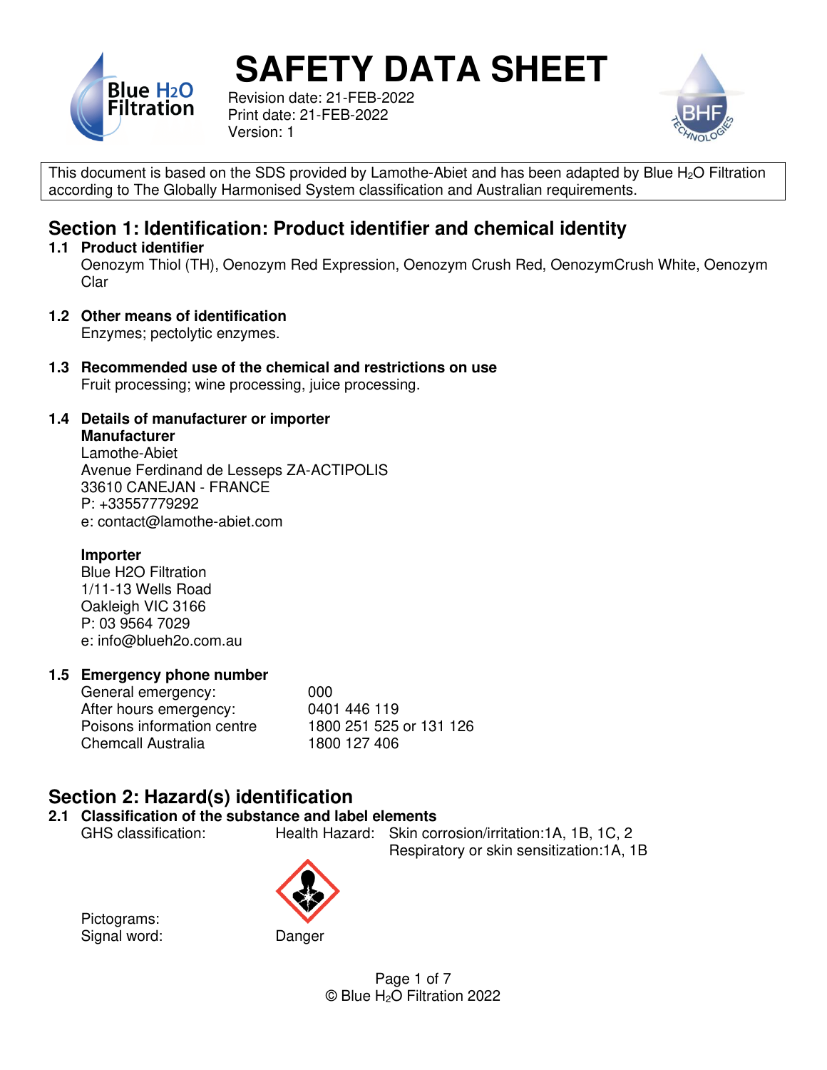# SAFETY DATA SHEET

Revision date: 21-FEB-2022
Print date: 21-FEB-2022
Version: 1

This document is based on the SDS provided by Lamothe-Abiet and has been adapted by Blue $H_2O$ Filtration according to The Globally Harmonised System classification and Australian requirements.

## Section 1: Identification: Product identifier and chemical identity

### 1.1 Product identifier

Oenozym Thiol (TH), Oenozym Red Expression, Oenozym Crush Red, OenozymCrush White, Oenozym Clar

### 1.2 Other means of identification

Enzymes; pectolytic enzymes.

### 1.3 Recommended use of the chemical and restrictions on use

Fruit processing; wine processing, juice processing.

### 1.4 Details of manufacturer or importer

**Manufacturer**
Lamothe-Abiet
Avenue Ferdinand de Lesseps ZA-ACTIPOLIS
33610 CANEJAN - FRANCE
P: +33557779292
e: contact@lamothe-abiet.com

**Importer**
Blue H2O Filtration
1/11-13 Wells Road
Oakleigh VIC 3166
P: 03 9564 7029
e: info@blueh2o.com.au

### 1.5 Emergency phone number

| | |
|---|---|
| General emergency: | 000 |
| After hours emergency: | 0401 446 119 |
| Poisons information centre | 1800 251 525 or 131 126 |
| Chemcall Australia | 1800 127 406 |

## Section 2: Hazard(s) identification

### 2.1 Classification of the substance and label elements

GHS classification: Health Hazard: Skin corrosion/irritation:1A, 1B, 1C, 2
Respiratory or skin sensitization:1A, 1B

Pictograms:
Signal word: Danger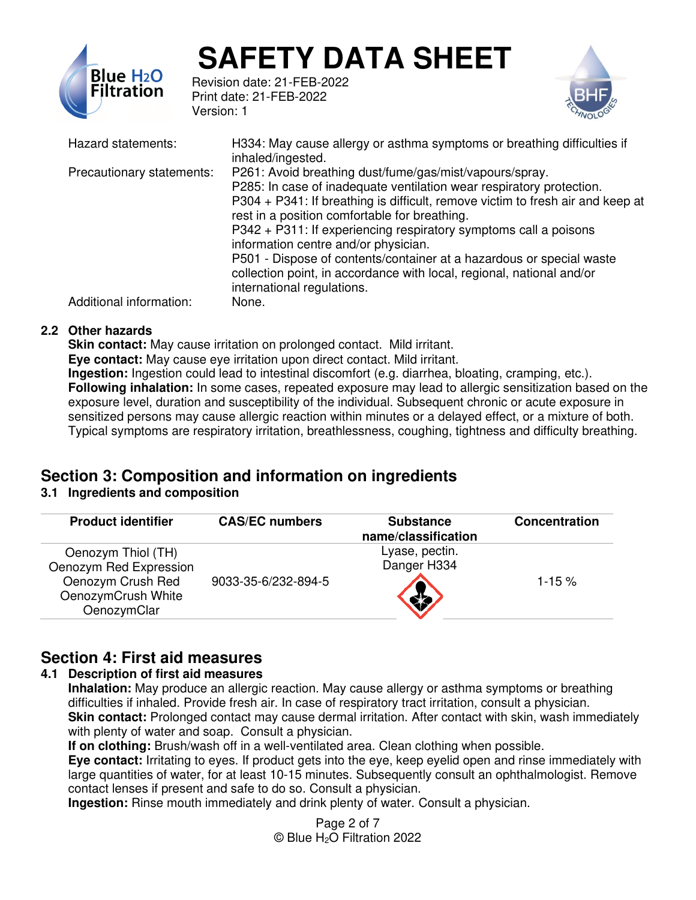| | |
|---|---|
| Hazard statements: | H334: May cause allergy or asthma symptoms or breathing difficulties if inhaled/ingested. |
| Precautionary statements: | P261: Avoid breathing dust/fume/gas/mist/vapours/spray.<br>P285: In case of inadequate ventilation wear respiratory protection.<br>P304 + P341: If breathing is difficult, remove victim to fresh air and keep at rest in a position comfortable for breathing.<br>P342 + P311: If experiencing respiratory symptoms call a poisons information centre and/or physician.<br>P501 - Dispose of contents/container at a hazardous or special waste collection point, in accordance with local, regional, national and/or international regulations. |
| Additional information: | None. |

### 2.2 Other hazards

**Skin contact:** May cause irritation on prolonged contact. Mild irritant.
**Eye contact:** May cause eye irritation upon direct contact. Mild irritant.
**Ingestion:** Ingestion could lead to intestinal discomfort (e.g. diarrhea, bloating, cramping, etc.).
**Following inhalation:** In some cases, repeated exposure may lead to allergic sensitization based on the exposure level, duration and susceptibility of the individual. Subsequent chronic or acute exposure in sensitized persons may cause allergic reaction within minutes or a delayed effect, or a mixture of both. Typical symptoms are respiratory irritation, breathlessness, coughing, tightness and difficulty breathing.

## Section 3: Composition and information on ingredients

### 3.1 Ingredients and composition

| Product identifier | CAS/EC numbers | Substance name/classification | Concentration |
|---|---|---|---|
| Oenozym Thiol (TH)<br>Oenozym Red Expression<br>Oenozym Crush Red<br>OenozymCrush White<br>OenozymClar | 9033-35-6/232-894-5 | Lyase, pectin.<br>Danger H334 | 1-15 % |

## Section 4: First aid measures

### 4.1 Description of first aid measures

**Inhalation:** May produce an allergic reaction. May cause allergy or asthma symptoms or breathing difficulties if inhaled. Provide fresh air. In case of respiratory tract irritation, consult a physician.
**Skin contact:** Prolonged contact may cause dermal irritation. After contact with skin, wash immediately with plenty of water and soap. Consult a physician.
**If on clothing:** Brush/wash off in a well-ventilated area. Clean clothing when possible.
**Eye contact:** Irritating to eyes. If product gets into the eye, keep eyelid open and rinse immediately with large quantities of water, for at least 10-15 minutes. Subsequently consult an ophthalmologist. Remove contact lenses if present and safe to do so. Consult a physician.
**Ingestion:** Rinse mouth immediately and drink plenty of water. Consult a physician.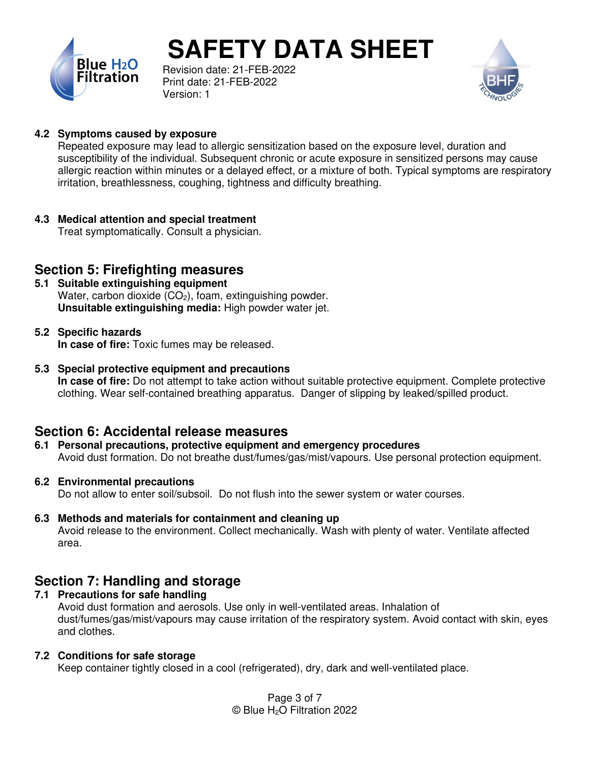### 4.2 Symptoms caused by exposure

Repeated exposure may lead to allergic sensitization based on the exposure level, duration and susceptibility of the individual. Subsequent chronic or acute exposure in sensitized persons may cause allergic reaction within minutes or a delayed effect, or a mixture of both. Typical symptoms are respiratory irritation, breathlessness, coughing, tightness and difficulty breathing.

### 4.3 Medical attention and special treatment

Treat symptomatically. Consult a physician.

## Section 5: Firefighting measures

### 5.1 Suitable extinguishing equipment

Water, carbon dioxide ($CO_2$), foam, extinguishing powder.
**Unsuitable extinguishing media:** High powder water jet.

### 5.2 Specific hazards

**In case of fire:** Toxic fumes may be released.

### 5.3 Special protective equipment and precautions

**In case of fire:** Do not attempt to take action without suitable protective equipment. Complete protective clothing. Wear self-contained breathing apparatus. Danger of slipping by leaked/spilled product.

## Section 6: Accidental release measures

### 6.1 Personal precautions, protective equipment and emergency procedures

Avoid dust formation. Do not breathe dust/fumes/gas/mist/vapours. Use personal protection equipment.

### 6.2 Environmental precautions

Do not allow to enter soil/subsoil. Do not flush into the sewer system or water courses.

### 6.3 Methods and materials for containment and cleaning up

Avoid release to the environment. Collect mechanically. Wash with plenty of water. Ventilate affected area.

## Section 7: Handling and storage

### 7.1 Precautions for safe handling

Avoid dust formation and aerosols. Use only in well-ventilated areas. Inhalation of dust/fumes/gas/mist/vapours may cause irritation of the respiratory system. Avoid contact with skin, eyes and clothes.

### 7.2 Conditions for safe storage

Keep container tightly closed in a cool (refrigerated), dry, dark and well-ventilated place.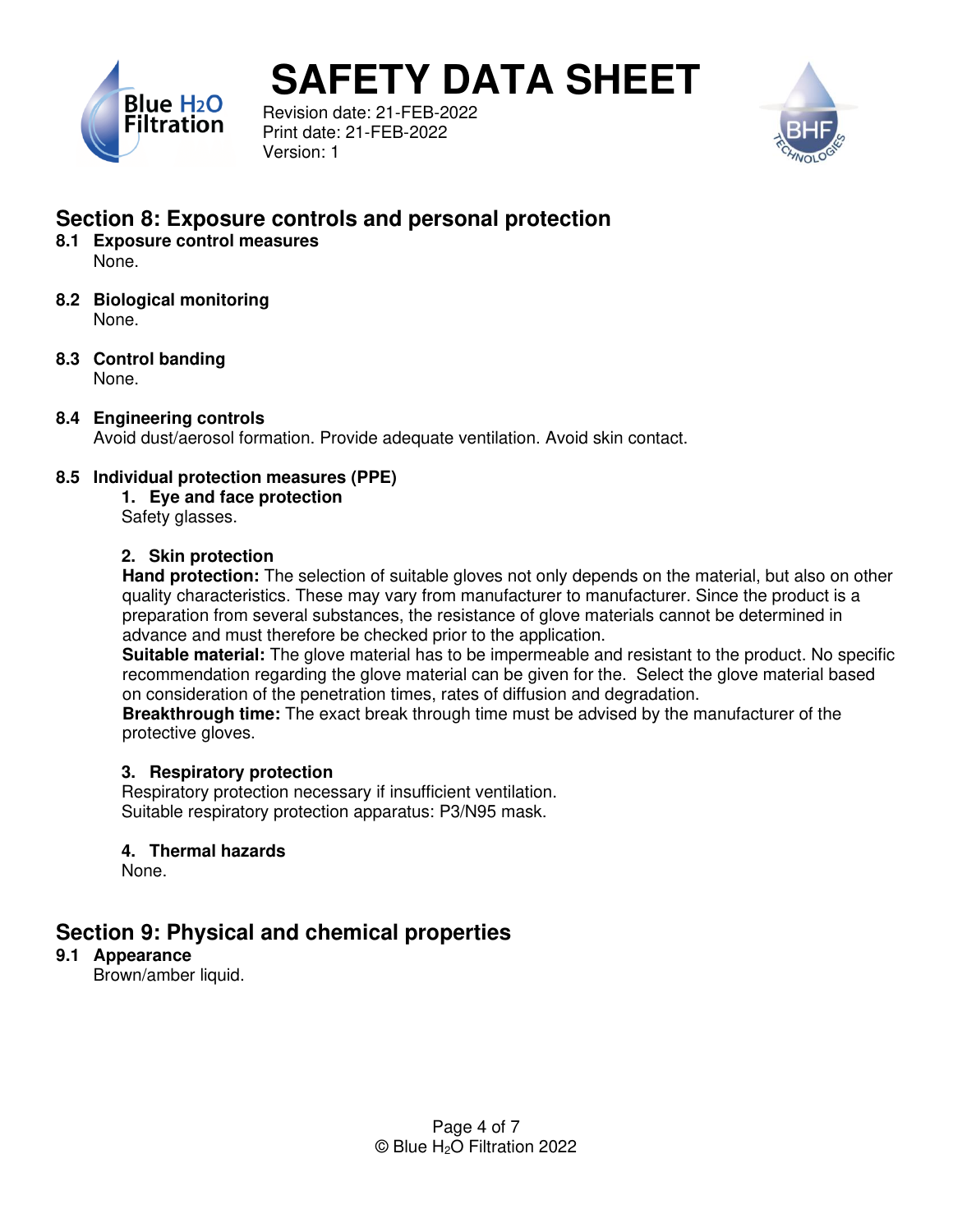## Section 8: Exposure controls and personal protection

### 8.1 Exposure control measures

None.

### 8.2 Biological monitoring

None.

### 8.3 Control banding

None.

### 8.4 Engineering controls

Avoid dust/aerosol formation. Provide adequate ventilation. Avoid skin contact.

### 8.5 Individual protection measures (PPE)

**1. Eye and face protection**

Safety glasses.

**2. Skin protection**

**Hand protection:** The selection of suitable gloves not only depends on the material, but also on other quality characteristics. These may vary from manufacturer to manufacturer. Since the product is a preparation from several substances, the resistance of glove materials cannot be determined in advance and must therefore be checked prior to the application.

**Suitable material:** The glove material has to be impermeable and resistant to the product. No specific recommendation regarding the glove material can be given for the. Select the glove material based on consideration of the penetration times, rates of diffusion and degradation.

**Breakthrough time:** The exact break through time must be advised by the manufacturer of the protective gloves.

**3. Respiratory protection**

Respiratory protection necessary if insufficient ventilation.
Suitable respiratory protection apparatus: P3/N95 mask.

**4. Thermal hazards**

None.

## Section 9: Physical and chemical properties

### 9.1 Appearance

Brown/amber liquid.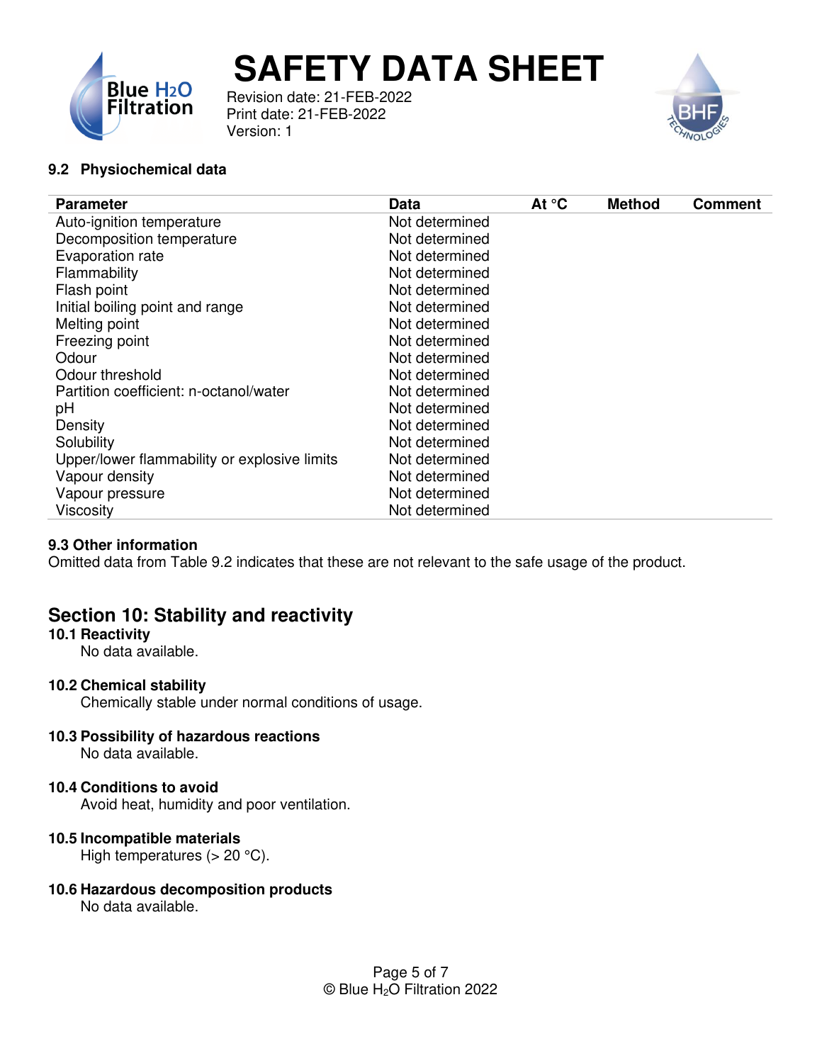### 9.2 Physiochemical data

| Parameter | Data | At °C | Method | Comment |
|---|---|---|---|---|
| Auto-ignition temperature | Not determined | | | |
| Decomposition temperature | Not determined | | | |
| Evaporation rate | Not determined | | | |
| Flammability | Not determined | | | |
| Flash point | Not determined | | | |
| Initial boiling point and range | Not determined | | | |
| Melting point | Not determined | | | |
| Freezing point | Not determined | | | |
| Odour | Not determined | | | |
| Odour threshold | Not determined | | | |
| Partition coefficient: n-octanol/water | Not determined | | | |
| pH | Not determined | | | |
| Density | Not determined | | | |
| Solubility | Not determined | | | |
| Upper/lower flammability or explosive limits | Not determined | | | |
| Vapour density | Not determined | | | |
| Vapour pressure | Not determined | | | |
| Viscosity | Not determined | | | |

### 9.3 Other information

Omitted data from Table 9.2 indicates that these are not relevant to the safe usage of the product.

## Section 10: Stability and reactivity

### 10.1 Reactivity

No data available.

### 10.2 Chemical stability

Chemically stable under normal conditions of usage.

### 10.3 Possibility of hazardous reactions

No data available.

### 10.4 Conditions to avoid

Avoid heat, humidity and poor ventilation.

### 10.5 Incompatible materials

High temperatures (> 20 °C).

### 10.6 Hazardous decomposition products

No data available.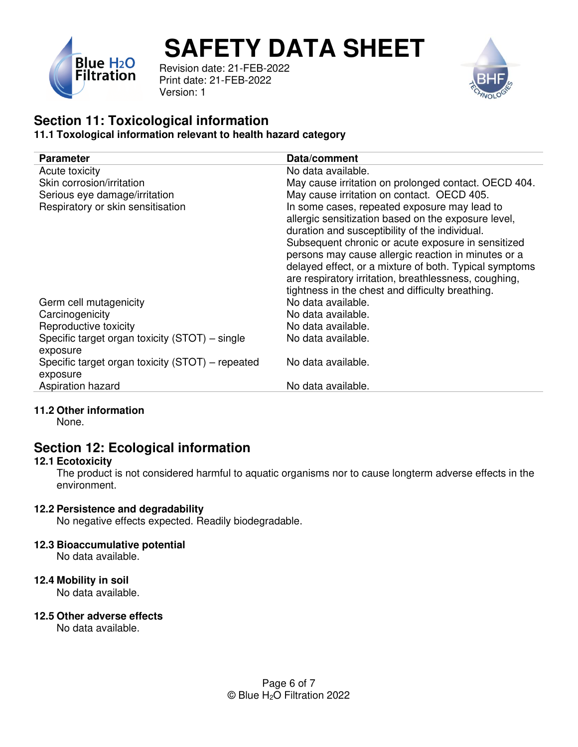## Section 11: Toxicological information

### 11.1 Toxological information relevant to health hazard category

| Parameter | Data/comment |
|---|---|
| Acute toxicity | No data available. |
| Skin corrosion/irritation | May cause irritation on prolonged contact. OECD 404. |
| Serious eye damage/irritation | May cause irritation on contact. OECD 405. |
| Respiratory or skin sensitisation | In some cases, repeated exposure may lead to allergic sensitization based on the exposure level, duration and susceptibility of the individual. Subsequent chronic or acute exposure in sensitized persons may cause allergic reaction in minutes or a delayed effect, or a mixture of both. Typical symptoms are respiratory irritation, breathlessness, coughing, tightness in the chest and difficulty breathing. |
| Germ cell mutagenicity | No data available. |
| Carcinogenicity | No data available. |
| Reproductive toxicity | No data available. |
| Specific target organ toxicity (STOT) – single exposure | No data available. |
| Specific target organ toxicity (STOT) – repeated exposure | No data available. |
| Aspiration hazard | No data available. |

### 11.2 Other information

None.

## Section 12: Ecological information

### 12.1 Ecotoxicity

The product is not considered harmful to aquatic organisms nor to cause longterm adverse effects in the environment.

### 12.2 Persistence and degradability

No negative effects expected. Readily biodegradable.

### 12.3 Bioaccumulative potential

No data available.

### 12.4 Mobility in soil

No data available.

### 12.5 Other adverse effects

No data available.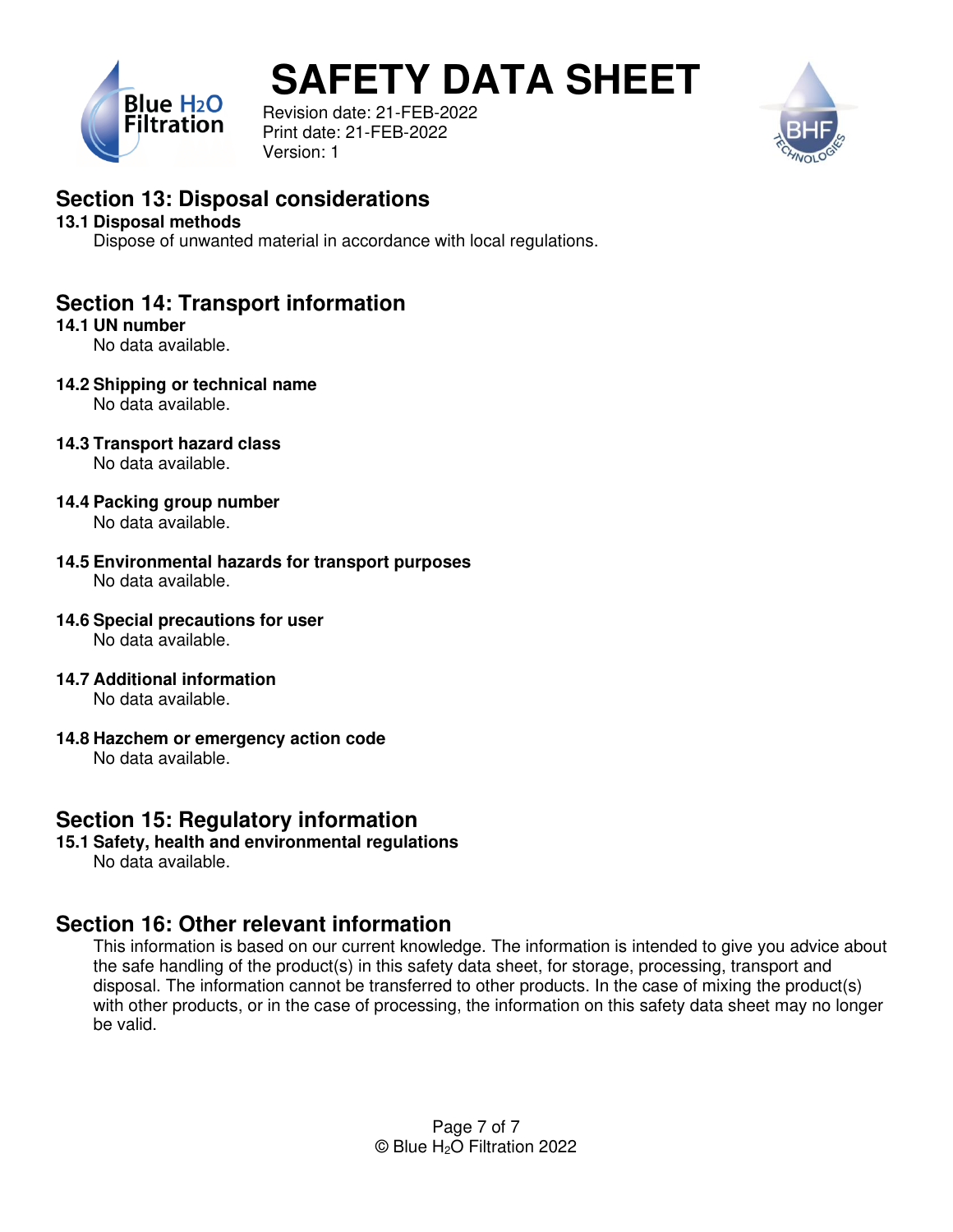## Section 13: Disposal considerations

### 13.1 Disposal methods

Dispose of unwanted material in accordance with local regulations.

## Section 14: Transport information

### 14.1 UN number

No data available.

### 14.2 Shipping or technical name

No data available.

### 14.3 Transport hazard class

No data available.

### 14.4 Packing group number

No data available.

### 14.5 Environmental hazards for transport purposes

No data available.

### 14.6 Special precautions for user

No data available.

### 14.7 Additional information

No data available.

### 14.8 Hazchem or emergency action code

No data available.

## Section 15: Regulatory information

### 15.1 Safety, health and environmental regulations

No data available.

## Section 16: Other relevant information

This information is based on our current knowledge. The information is intended to give you advice about the safe handling of the product(s) in this safety data sheet, for storage, processing, transport and disposal. The information cannot be transferred to other products. In the case of mixing the product(s) with other products, or in the case of processing, the information on this safety data sheet may no longer be valid.